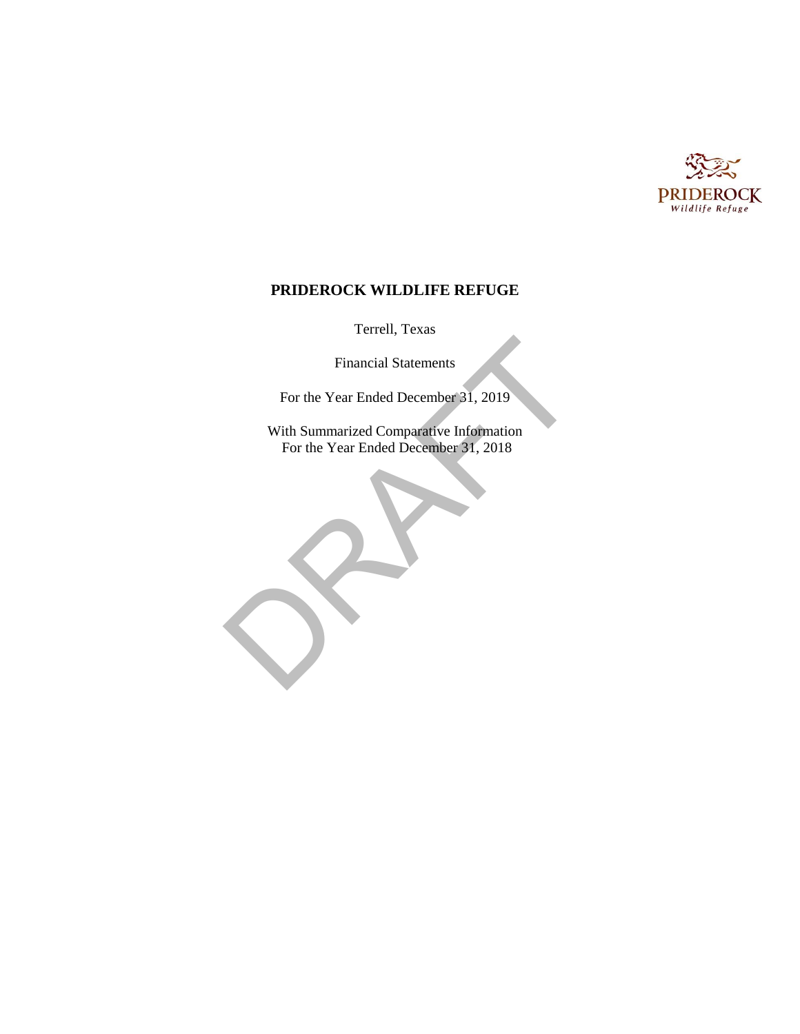# PRIDEROCK WILDLIFE REFUGE

Terrell, Texas

Financial Statements

For the Year Ended December 31, 2019

With Summarized Comparative Information
For the Year Ended December 31, 2018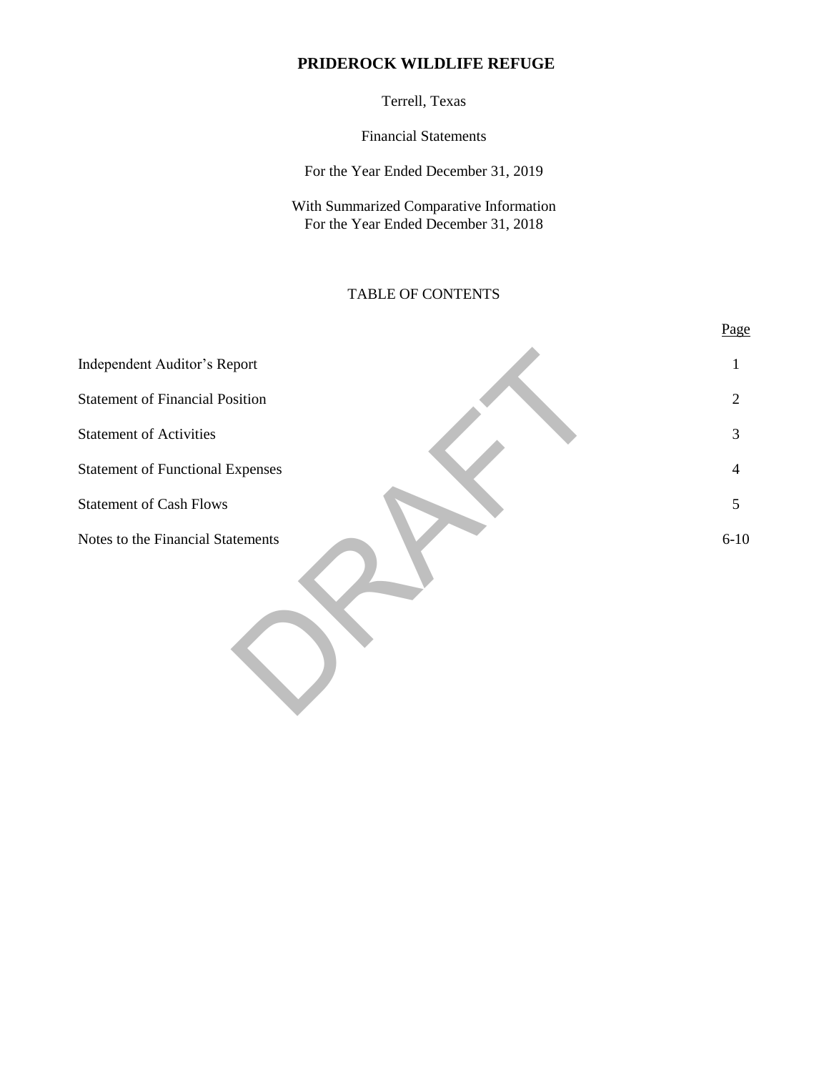# PRIDEROCK WILDLIFE REFUGE

Terrell, Texas

Financial Statements

For the Year Ended December 31, 2019

With Summarized Comparative Information
For the Year Ended December 31, 2018

TABLE OF CONTENTS

| | Page |
|---|---|
| Independent Auditor's Report | 1 |
| Statement of Financial Position | 2 |
| Statement of Activities | 3 |
| Statement of Functional Expenses | 4 |
| Statement of Cash Flows | 5 |
| Notes to the Financial Statements | 6-10 |

DRAFT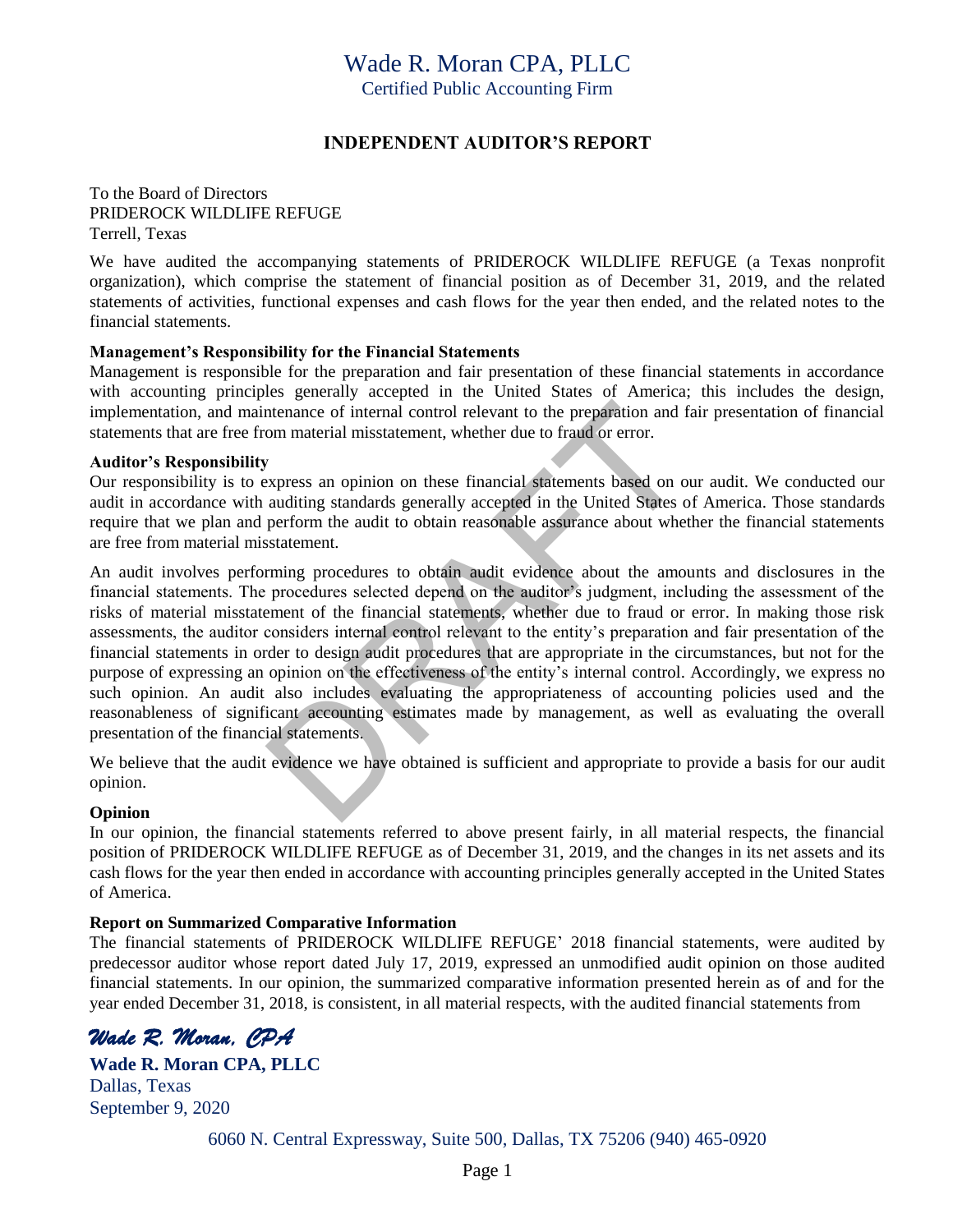# Wade R. Moran CPA, PLLC

Certified Public Accounting Firm

## INDEPENDENT AUDITOR'S REPORT

To the Board of Directors
PRIDEROCK WILDLIFE REFUGE
Terrell, Texas

We have audited the accompanying statements of PRIDEROCK WILDLIFE REFUGE (a Texas nonprofit organization), which comprise the statement of financial position as of December 31, 2019, and the related statements of activities, functional expenses and cash flows for the year then ended, and the related notes to the financial statements.

**Management's Responsibility for the Financial Statements**

Management is responsible for the preparation and fair presentation of these financial statements in accordance with accounting principles generally accepted in the United States of America; this includes the design, implementation, and maintenance of internal control relevant to the preparation and fair presentation of financial statements that are free from material misstatement, whether due to fraud or error.

**Auditor's Responsibility**

Our responsibility is to express an opinion on these financial statements based on our audit. We conducted our audit in accordance with auditing standards generally accepted in the United States of America. Those standards require that we plan and perform the audit to obtain reasonable assurance about whether the financial statements are free from material misstatement.

An audit involves performing procedures to obtain audit evidence about the amounts and disclosures in the financial statements. The procedures selected depend on the auditor's judgment, including the assessment of the risks of material misstatement of the financial statements, whether due to fraud or error. In making those risk assessments, the auditor considers internal control relevant to the entity's preparation and fair presentation of the financial statements in order to design audit procedures that are appropriate in the circumstances, but not for the purpose of expressing an opinion on the effectiveness of the entity's internal control. Accordingly, we express no such opinion. An audit also includes evaluating the appropriateness of accounting policies used and the reasonableness of significant accounting estimates made by management, as well as evaluating the overall presentation of the financial statements.

We believe that the audit evidence we have obtained is sufficient and appropriate to provide a basis for our audit opinion.

**Opinion**

In our opinion, the financial statements referred to above present fairly, in all material respects, the financial position of PRIDEROCK WILDLIFE REFUGE as of December 31, 2019, and the changes in its net assets and its cash flows for the year then ended in accordance with accounting principles generally accepted in the United States of America.

**Report on Summarized Comparative Information**

The financial statements of PRIDEROCK WILDLIFE REFUGE' 2018 financial statements, were audited by predecessor auditor whose report dated July 17, 2019, expressed an unmodified audit opinion on those audited financial statements. In our opinion, the summarized comparative information presented herein as of and for the year ended December 31, 2018, is consistent, in all material respects, with the audited financial statements from

*Wade R. Moran, CPA*

**Wade R. Moran CPA, PLLC**
Dallas, Texas
September 9, 2020

6060 N. Central Expressway, Suite 500, Dallas, TX 75206 (940) 465-0920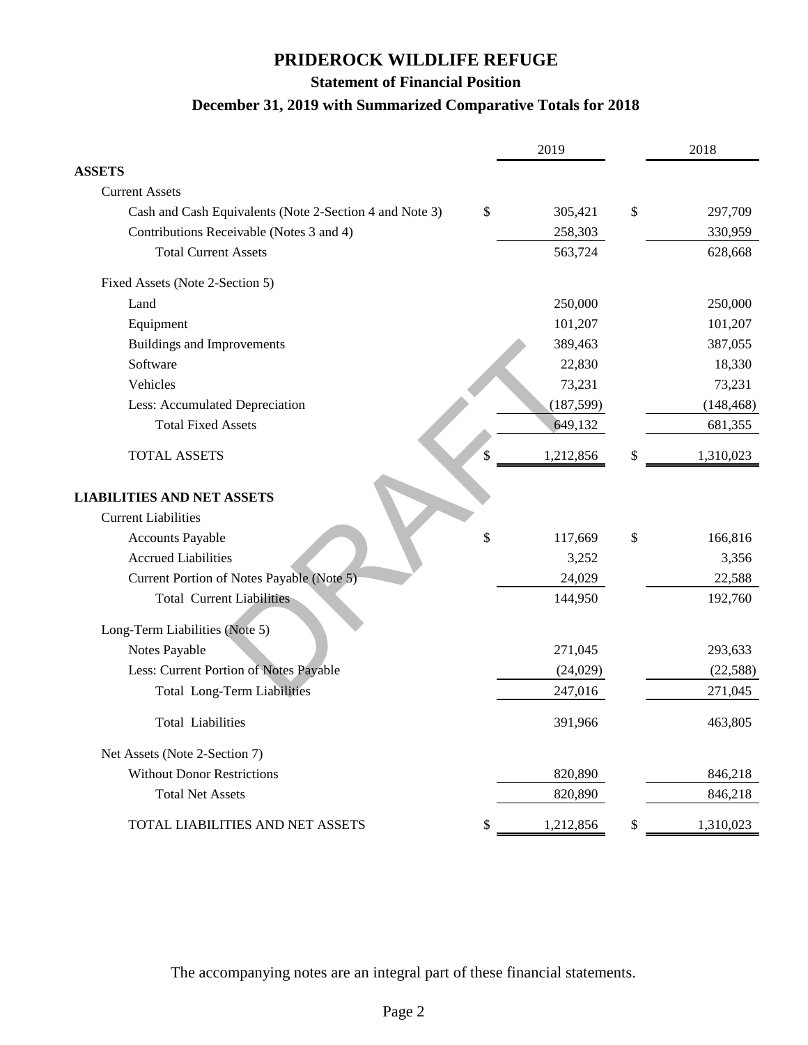# PRIDEROCK WILDLIFE REFUGE

## Statement of Financial Position

### December 31, 2019 with Summarized Comparative Totals for 2018

| | 2019 | 2018 |
|---|---|---|
| **ASSETS** | | |
| Current Assets | | |
| Cash and Cash Equivalents (Note 2-Section 4 and Note 3) | $ 305,421 | $ 297,709 |
| Contributions Receivable (Notes 3 and 4) | 258,303 | 330,959 |
| Total Current Assets | 563,724 | 628,668 |
| Fixed Assets (Note 2-Section 5) | | |
| Land | 250,000 | 250,000 |
| Equipment | 101,207 | 101,207 |
| Buildings and Improvements | 389,463 | 387,055 |
| Software | 22,830 | 18,330 |
| Vehicles | 73,231 | 73,231 |
| Less: Accumulated Depreciation | (187,599) | (148,468) |
| Total Fixed Assets | 649,132 | 681,355 |
| TOTAL ASSETS | $ 1,212,856 | $ 1,310,023 |
| **LIABILITIES AND NET ASSETS** | | |
| Current Liabilities | | |
| Accounts Payable | $ 117,669 | $ 166,816 |
| Accrued Liabilities | 3,252 | 3,356 |
| Current Portion of Notes Payable (Note 5) | 24,029 | 22,588 |
| Total Current Liabilities | 144,950 | 192,760 |
| Long-Term Liabilities (Note 5) | | |
| Notes Payable | 271,045 | 293,633 |
| Less: Current Portion of Notes Payable | (24,029) | (22,588) |
| Total Long-Term Liabilities | 247,016 | 271,045 |
| Total Liabilities | 391,966 | 463,805 |
| Net Assets (Note 2-Section 7) | | |
| Without Donor Restrictions | 820,890 | 846,218 |
| Total Net Assets | 820,890 | 846,218 |
| TOTAL LIABILITIES AND NET ASSETS | $ 1,212,856 | $ 1,310,023 |

The accompanying notes are an integral part of these financial statements.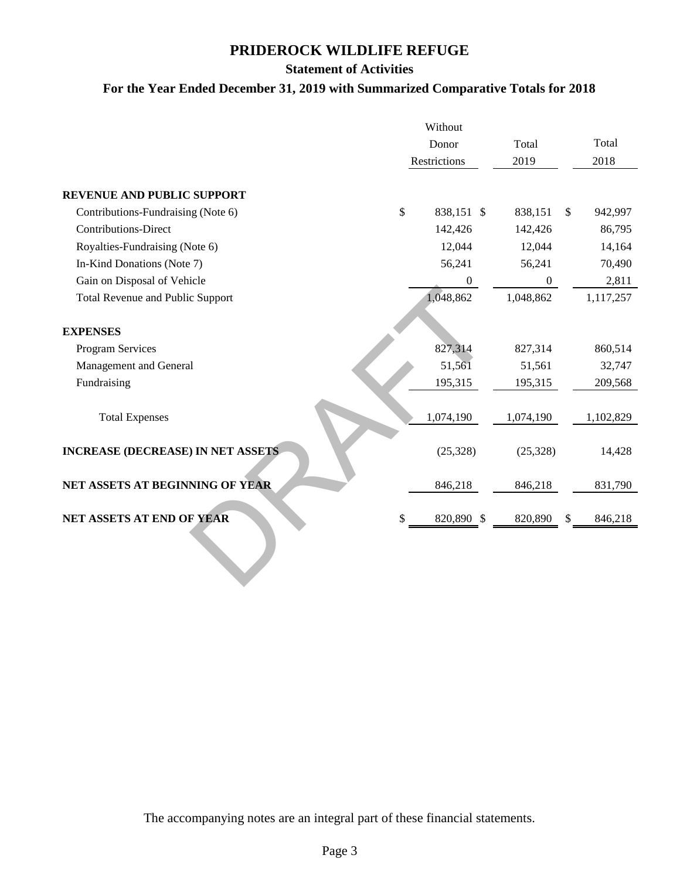# PRIDEROCK WILDLIFE REFUGE

## Statement of Activities

### For the Year Ended December 31, 2019 with Summarized Comparative Totals for 2018

| | Without Donor Restrictions | Total 2019 | Total 2018 |
|---|---|---|---|
| **REVENUE AND PUBLIC SUPPORT** | | | |
| Contributions-Fundraising (Note 6) | $ 838,151 | $ 838,151 | $ 942,997 |
| Contributions-Direct | 142,426 | 142,426 | 86,795 |
| Royalties-Fundraising (Note 6) | 12,044 | 12,044 | 14,164 |
| In-Kind Donations (Note 7) | 56,241 | 56,241 | 70,490 |
| Gain on Disposal of Vehicle | 0 | 0 | 2,811 |
| Total Revenue and Public Support | 1,048,862 | 1,048,862 | 1,117,257 |
| **EXPENSES** | | | |
| Program Services | 827,314 | 827,314 | 860,514 |
| Management and General | 51,561 | 51,561 | 32,747 |
| Fundraising | 195,315 | 195,315 | 209,568 |
| Total Expenses | 1,074,190 | 1,074,190 | 1,102,829 |
| **INCREASE (DECREASE) IN NET ASSETS** | (25,328) | (25,328) | 14,428 |
| **NET ASSETS AT BEGINNING OF YEAR** | 846,218 | 846,218 | 831,790 |
| **NET ASSETS AT END OF YEAR** | $ 820,890 | $ 820,890 | $ 846,218 |

DRAFT

The accompanying notes are an integral part of these financial statements.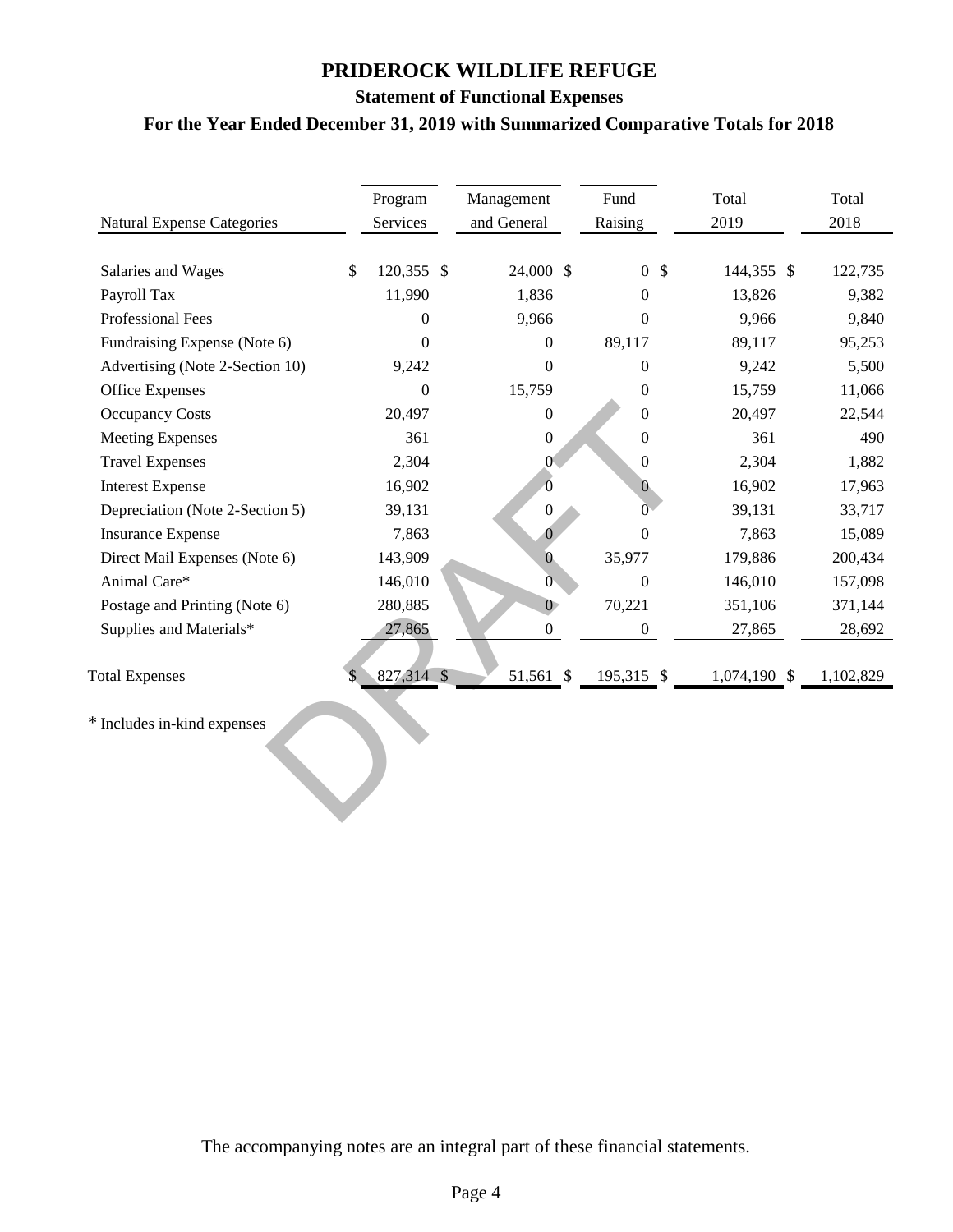# PRIDEROCK WILDLIFE REFUGE

## Statement of Functional Expenses

### For the Year Ended December 31, 2019 with Summarized Comparative Totals for 2018

| Natural Expense Categories | Program Services | Management and General | Fund Raising | Total 2019 | Total 2018 |
|---|---|---|---|---|---|
| Salaries and Wages | $ 120,355 | $ 24,000 | $ 0 | $ 144,355 | $ 122,735 |
| Payroll Tax | 11,990 | 1,836 | 0 | 13,826 | 9,382 |
| Professional Fees | 0 | 9,966 | 0 | 9,966 | 9,840 |
| Fundraising Expense (Note 6) | 0 | 0 | 89,117 | 89,117 | 95,253 |
| Advertising (Note 2-Section 10) | 9,242 | 0 | 0 | 9,242 | 5,500 |
| Office Expenses | 0 | 15,759 | 0 | 15,759 | 11,066 |
| Occupancy Costs | 20,497 | 0 | 0 | 20,497 | 22,544 |
| Meeting Expenses | 361 | 0 | 0 | 361 | 490 |
| Travel Expenses | 2,304 | 0 | 0 | 2,304 | 1,882 |
| Interest Expense | 16,902 | 0 | 0 | 16,902 | 17,963 |
| Depreciation (Note 2-Section 5) | 39,131 | 0 | 0 | 39,131 | 33,717 |
| Insurance Expense | 7,863 | 0 | 0 | 7,863 | 15,089 |
| Direct Mail Expenses (Note 6) | 143,909 | 0 | 35,977 | 179,886 | 200,434 |
| Animal Care* | 146,010 | 0 | 0 | 146,010 | 157,098 |
| Postage and Printing (Note 6) | 280,885 | 0 | 70,221 | 351,106 | 371,144 |
| Supplies and Materials* | 27,865 | 0 | 0 | 27,865 | 28,692 |
| Total Expenses | $ 827,314 | $ 51,561 | $ 195,315 | $ 1,074,190 | $ 1,102,829 |

\* Includes in-kind expenses

The accompanying notes are an integral part of these financial statements.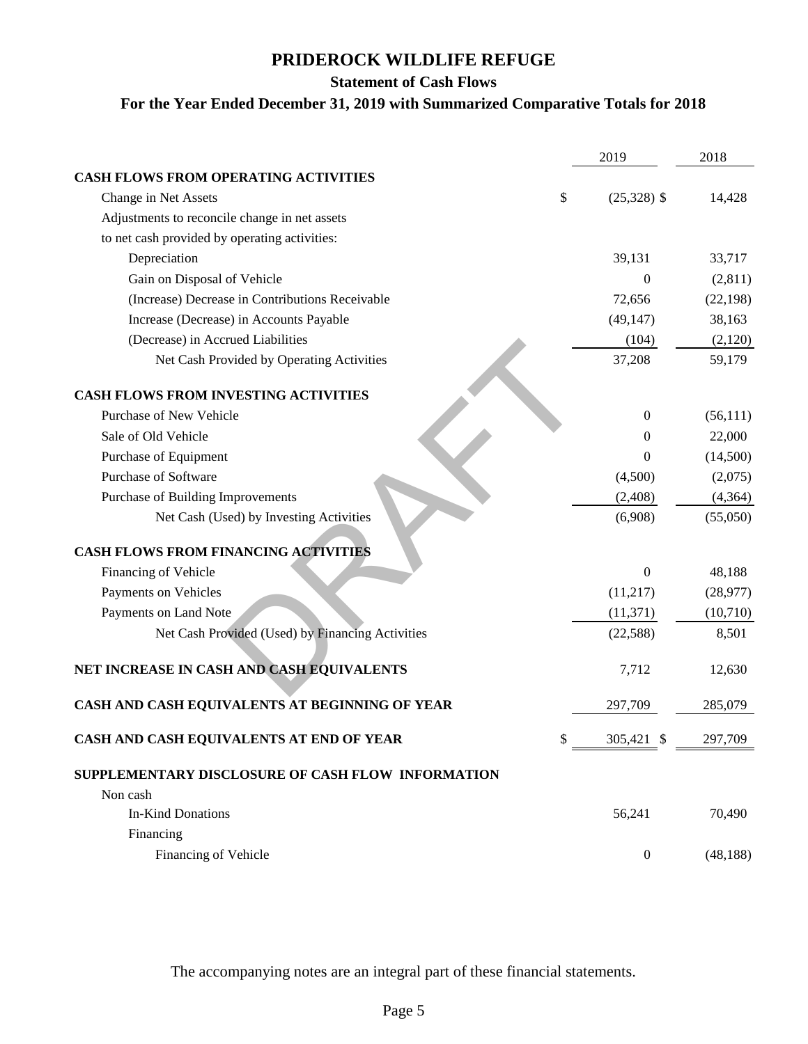# PRIDEROCK WILDLIFE REFUGE

## Statement of Cash Flows

### For the Year Ended December 31, 2019 with Summarized Comparative Totals for 2018

| | 2019 | 2018 |
|---|---|---|
| **CASH FLOWS FROM OPERATING ACTIVITIES** | | |
| Change in Net Assets | $ (25,328) | $ 14,428 |
| Adjustments to reconcile change in net assets to net cash provided by operating activities: | | |
| Depreciation | 39,131 | 33,717 |
| Gain on Disposal of Vehicle | 0 | (2,811) |
| (Increase) Decrease in Contributions Receivable | 72,656 | (22,198) |
| Increase (Decrease) in Accounts Payable | (49,147) | 38,163 |
| (Decrease) in Accrued Liabilities | (104) | (2,120) |
| Net Cash Provided by Operating Activities | 37,208 | 59,179 |
| **CASH FLOWS FROM INVESTING ACTIVITIES** | | |
| Purchase of New Vehicle | 0 | (56,111) |
| Sale of Old Vehicle | 0 | 22,000 |
| Purchase of Equipment | 0 | (14,500) |
| Purchase of Software | (4,500) | (2,075) |
| Purchase of Building Improvements | (2,408) | (4,364) |
| Net Cash (Used) by Investing Activities | (6,908) | (55,050) |
| **CASH FLOWS FROM FINANCING ACTIVITIES** | | |
| Financing of Vehicle | 0 | 48,188 |
| Payments on Vehicles | (11,217) | (28,977) |
| Payments on Land Note | (11,371) | (10,710) |
| Net Cash Provided (Used) by Financing Activities | (22,588) | 8,501 |
| **NET INCREASE IN CASH AND CASH EQUIVALENTS** | 7,712 | 12,630 |
| **CASH AND CASH EQUIVALENTS AT BEGINNING OF YEAR** | 297,709 | 285,079 |
| **CASH AND CASH EQUIVALENTS AT END OF YEAR** | $ 305,421 | $ 297,709 |
| **SUPPLEMENTARY DISCLOSURE OF CASH FLOW INFORMATION** | | |
| Non cash | | |
| In-Kind Donations | 56,241 | 70,490 |
| Financing | | |
| Financing of Vehicle | 0 | (48,188) |

The accompanying notes are an integral part of these financial statements.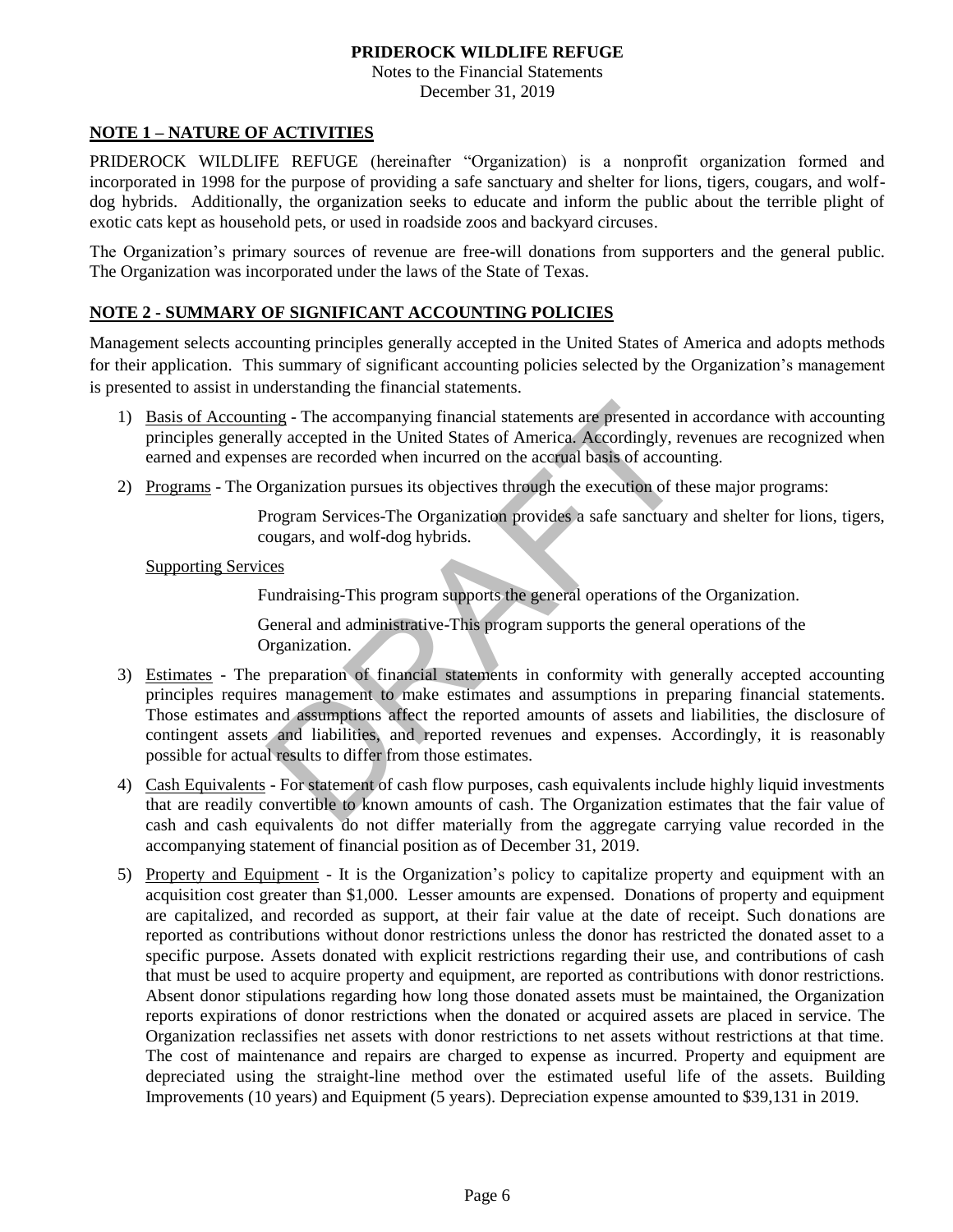**PRIDEROCK WILDLIFE REFUGE**

Notes to the Financial Statements

December 31, 2019

## NOTE 1 – NATURE OF ACTIVITIES

PRIDEROCK WILDLIFE REFUGE (hereinafter "Organization) is a nonprofit organization formed and incorporated in 1998 for the purpose of providing a safe sanctuary and shelter for lions, tigers, cougars, and wolf-dog hybrids. Additionally, the organization seeks to educate and inform the public about the terrible plight of exotic cats kept as household pets, or used in roadside zoos and backyard circuses.

The Organization's primary sources of revenue are free-will donations from supporters and the general public. The Organization was incorporated under the laws of the State of Texas.

## NOTE 2 - SUMMARY OF SIGNIFICANT ACCOUNTING POLICIES

Management selects accounting principles generally accepted in the United States of America and adopts methods for their application. This summary of significant accounting policies selected by the Organization's management is presented to assist in understanding the financial statements.

1) Basis of Accounting - The accompanying financial statements are presented in accordance with accounting principles generally accepted in the United States of America. Accordingly, revenues are recognized when earned and expenses are recorded when incurred on the accrual basis of accounting.

2) Programs - The Organization pursues its objectives through the execution of these major programs:

   Program Services-The Organization provides a safe sanctuary and shelter for lions, tigers, cougars, and wolf-dog hybrids.

   Supporting Services

   Fundraising-This program supports the general operations of the Organization.

   General and administrative-This program supports the general operations of the Organization.

3) Estimates - The preparation of financial statements in conformity with generally accepted accounting principles requires management to make estimates and assumptions in preparing financial statements. Those estimates and assumptions affect the reported amounts of assets and liabilities, the disclosure of contingent assets and liabilities, and reported revenues and expenses. Accordingly, it is reasonably possible for actual results to differ from those estimates.

4) Cash Equivalents - For statement of cash flow purposes, cash equivalents include highly liquid investments that are readily convertible to known amounts of cash. The Organization estimates that the fair value of cash and cash equivalents do not differ materially from the aggregate carrying value recorded in the accompanying statement of financial position as of December 31, 2019.

5) Property and Equipment - It is the Organization's policy to capitalize property and equipment with an acquisition cost greater than $1,000. Lesser amounts are expensed. Donations of property and equipment are capitalized, and recorded as support, at their fair value at the date of receipt. Such donations are reported as contributions without donor restrictions unless the donor has restricted the donated asset to a specific purpose. Assets donated with explicit restrictions regarding their use, and contributions of cash that must be used to acquire property and equipment, are reported as contributions with donor restrictions. Absent donor stipulations regarding how long those donated assets must be maintained, the Organization reports expirations of donor restrictions when the donated or acquired assets are placed in service. The Organization reclassifies net assets with donor restrictions to net assets without restrictions at that time. The cost of maintenance and repairs are charged to expense as incurred. Property and equipment are depreciated using the straight-line method over the estimated useful life of the assets. Building Improvements (10 years) and Equipment (5 years). Depreciation expense amounted to $39,131 in 2019.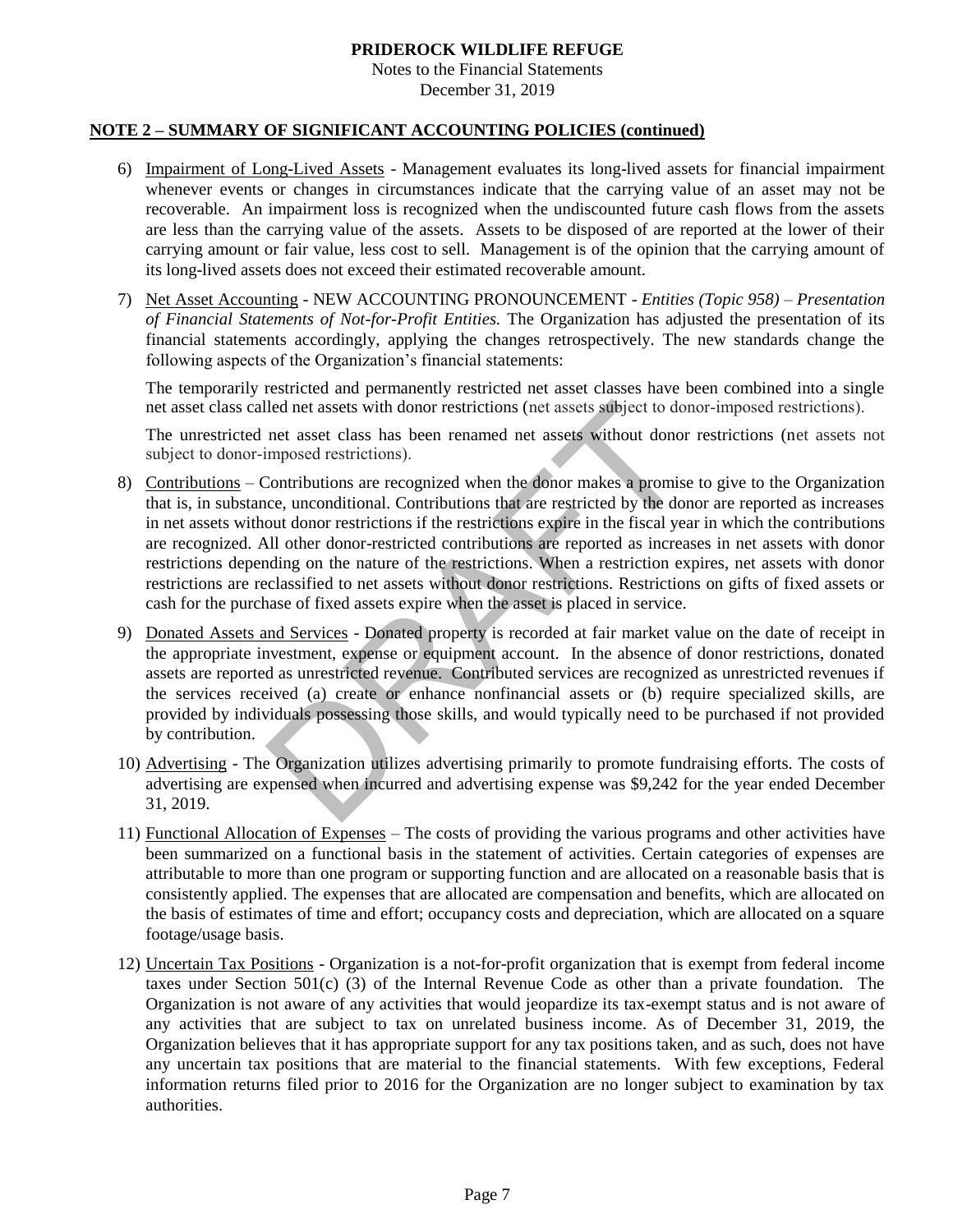**PRIDEROCK WILDLIFE REFUGE**
Notes to the Financial Statements
December 31, 2019

**NOTE 2 – SUMMARY OF SIGNIFICANT ACCOUNTING POLICIES (continued)**

6) Impairment of Long-Lived Assets - Management evaluates its long-lived assets for financial impairment whenever events or changes in circumstances indicate that the carrying value of an asset may not be recoverable. An impairment loss is recognized when the undiscounted future cash flows from the assets are less than the carrying value of the assets. Assets to be disposed of are reported at the lower of their carrying amount or fair value, less cost to sell. Management is of the opinion that the carrying amount of its long-lived assets does not exceed their estimated recoverable amount.

7) Net Asset Accounting - NEW ACCOUNTING PRONOUNCEMENT - *Entities (Topic 958) – Presentation of Financial Statements of Not-for-Profit Entities.* The Organization has adjusted the presentation of its financial statements accordingly, applying the changes retrospectively. The new standards change the following aspects of the Organization's financial statements:

   The temporarily restricted and permanently restricted net asset classes have been combined into a single net asset class called net assets with donor restrictions (net assets subject to donor-imposed restrictions).

   The unrestricted net asset class has been renamed net assets without donor restrictions (net assets not subject to donor-imposed restrictions).

8) Contributions – Contributions are recognized when the donor makes a promise to give to the Organization that is, in substance, unconditional. Contributions that are restricted by the donor are reported as increases in net assets without donor restrictions if the restrictions expire in the fiscal year in which the contributions are recognized. All other donor-restricted contributions are reported as increases in net assets with donor restrictions depending on the nature of the restrictions. When a restriction expires, net assets with donor restrictions are reclassified to net assets without donor restrictions. Restrictions on gifts of fixed assets or cash for the purchase of fixed assets expire when the asset is placed in service.

9) Donated Assets and Services - Donated property is recorded at fair market value on the date of receipt in the appropriate investment, expense or equipment account. In the absence of donor restrictions, donated assets are reported as unrestricted revenue. Contributed services are recognized as unrestricted revenues if the services received (a) create or enhance nonfinancial assets or (b) require specialized skills, are provided by individuals possessing those skills, and would typically need to be purchased if not provided by contribution.

10) Advertising - The Organization utilizes advertising primarily to promote fundraising efforts. The costs of advertising are expensed when incurred and advertising expense was $9,242 for the year ended December 31, 2019.

11) Functional Allocation of Expenses – The costs of providing the various programs and other activities have been summarized on a functional basis in the statement of activities. Certain categories of expenses are attributable to more than one program or supporting function and are allocated on a reasonable basis that is consistently applied. The expenses that are allocated are compensation and benefits, which are allocated on the basis of estimates of time and effort; occupancy costs and depreciation, which are allocated on a square footage/usage basis.

12) Uncertain Tax Positions - Organization is a not-for-profit organization that is exempt from federal income taxes under Section 501(c) (3) of the Internal Revenue Code as other than a private foundation. The Organization is not aware of any activities that would jeopardize its tax-exempt status and is not aware of any activities that are subject to tax on unrelated business income. As of December 31, 2019, the Organization believes that it has appropriate support for any tax positions taken, and as such, does not have any uncertain tax positions that are material to the financial statements. With few exceptions, Federal information returns filed prior to 2016 for the Organization are no longer subject to examination by tax authorities.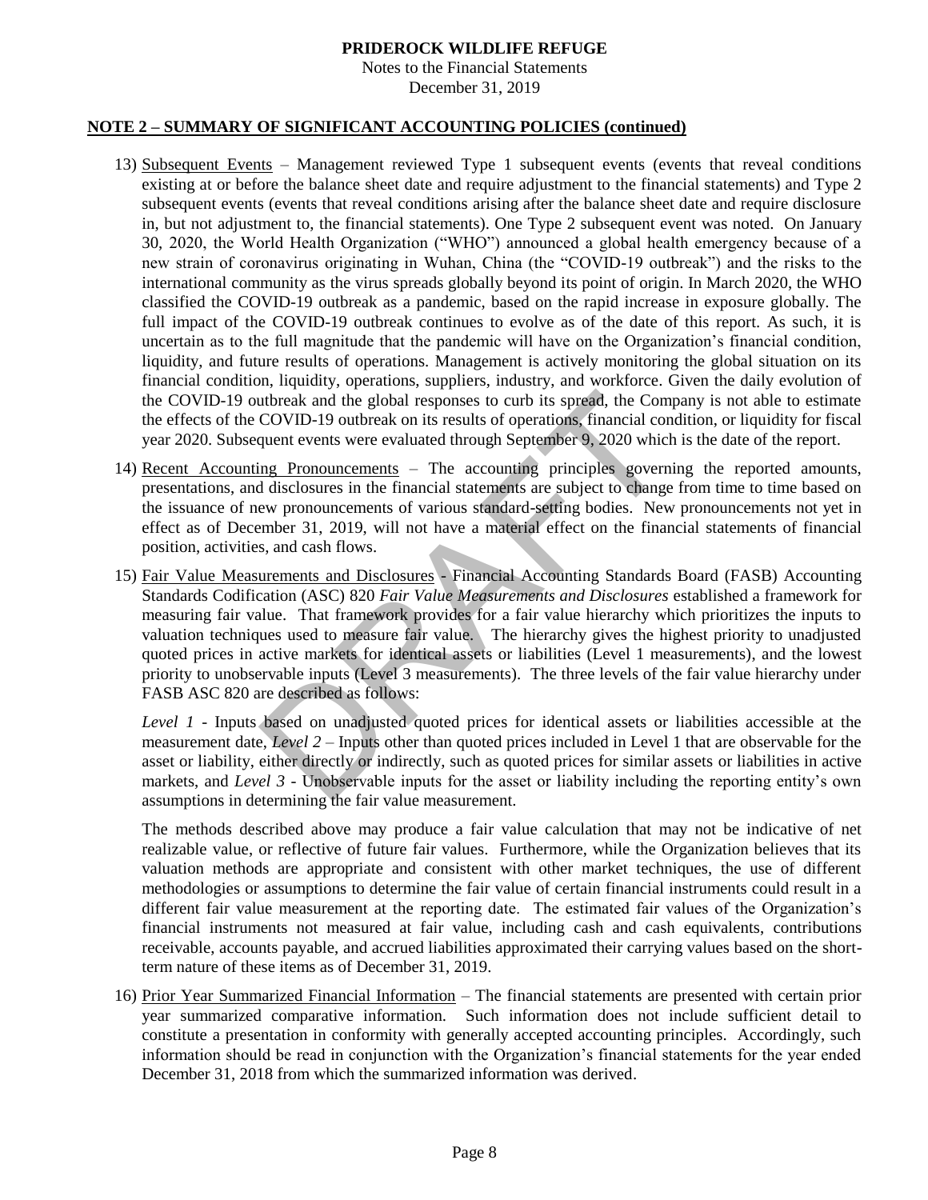**PRIDEROCK WILDLIFE REFUGE**

Notes to the Financial Statements

December 31, 2019

**NOTE 2 – SUMMARY OF SIGNIFICANT ACCOUNTING POLICIES (continued)**

13) Subsequent Events – Management reviewed Type 1 subsequent events (events that reveal conditions existing at or before the balance sheet date and require adjustment to the financial statements) and Type 2 subsequent events (events that reveal conditions arising after the balance sheet date and require disclosure in, but not adjustment to, the financial statements). One Type 2 subsequent event was noted. On January 30, 2020, the World Health Organization ("WHO") announced a global health emergency because of a new strain of coronavirus originating in Wuhan, China (the "COVID-19 outbreak") and the risks to the international community as the virus spreads globally beyond its point of origin. In March 2020, the WHO classified the COVID-19 outbreak as a pandemic, based on the rapid increase in exposure globally. The full impact of the COVID-19 outbreak continues to evolve as of the date of this report. As such, it is uncertain as to the full magnitude that the pandemic will have on the Organization's financial condition, liquidity, and future results of operations. Management is actively monitoring the global situation on its financial condition, liquidity, operations, suppliers, industry, and workforce. Given the daily evolution of the COVID-19 outbreak and the global responses to curb its spread, the Company is not able to estimate the effects of the COVID-19 outbreak on its results of operations, financial condition, or liquidity for fiscal year 2020. Subsequent events were evaluated through September 9, 2020 which is the date of the report.

14) Recent Accounting Pronouncements – The accounting principles governing the reported amounts, presentations, and disclosures in the financial statements are subject to change from time to time based on the issuance of new pronouncements of various standard-setting bodies. New pronouncements not yet in effect as of December 31, 2019, will not have a material effect on the financial statements of financial position, activities, and cash flows.

15) Fair Value Measurements and Disclosures - Financial Accounting Standards Board (FASB) Accounting Standards Codification (ASC) 820 *Fair Value Measurements and Disclosures* established a framework for measuring fair value. That framework provides for a fair value hierarchy which prioritizes the inputs to valuation techniques used to measure fair value. The hierarchy gives the highest priority to unadjusted quoted prices in active markets for identical assets or liabilities (Level 1 measurements), and the lowest priority to unobservable inputs (Level 3 measurements). The three levels of the fair value hierarchy under FASB ASC 820 are described as follows:

    *Level 1* - Inputs based on unadjusted quoted prices for identical assets or liabilities accessible at the measurement date, *Level 2* – Inputs other than quoted prices included in Level 1 that are observable for the asset or liability, either directly or indirectly, such as quoted prices for similar assets or liabilities in active markets, and *Level 3* - Unobservable inputs for the asset or liability including the reporting entity's own assumptions in determining the fair value measurement.

    The methods described above may produce a fair value calculation that may not be indicative of net realizable value, or reflective of future fair values. Furthermore, while the Organization believes that its valuation methods are appropriate and consistent with other market techniques, the use of different methodologies or assumptions to determine the fair value of certain financial instruments could result in a different fair value measurement at the reporting date. The estimated fair values of the Organization's financial instruments not measured at fair value, including cash and cash equivalents, contributions receivable, accounts payable, and accrued liabilities approximated their carrying values based on the short-term nature of these items as of December 31, 2019.

16) Prior Year Summarized Financial Information – The financial statements are presented with certain prior year summarized comparative information. Such information does not include sufficient detail to constitute a presentation in conformity with generally accepted accounting principles. Accordingly, such information should be read in conjunction with the Organization's financial statements for the year ended December 31, 2018 from which the summarized information was derived.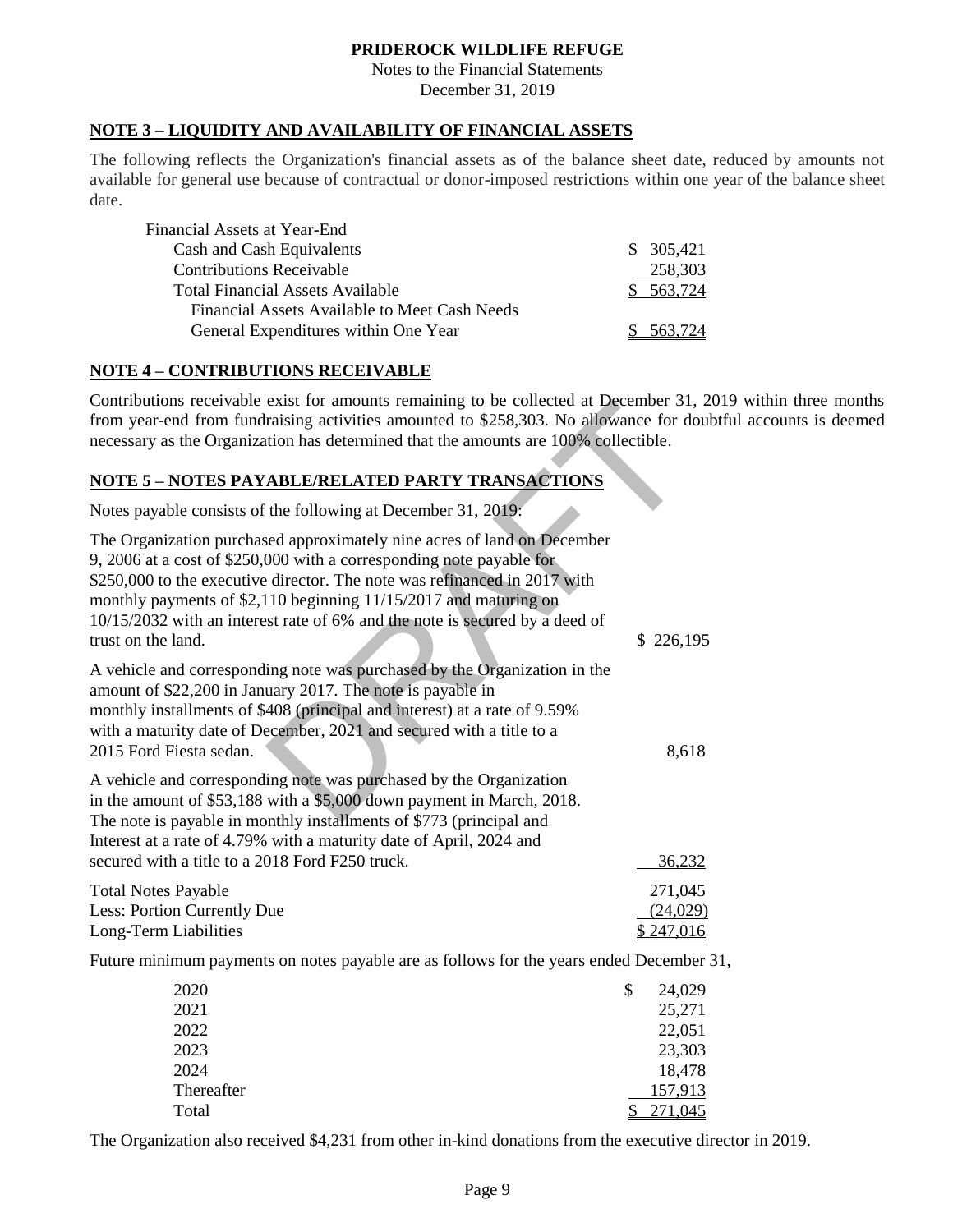**PRIDEROCK WILDLIFE REFUGE**
Notes to the Financial Statements
December 31, 2019

## NOTE 3 – LIQUIDITY AND AVAILABILITY OF FINANCIAL ASSETS

The following reflects the Organization's financial assets as of the balance sheet date, reduced by amounts not available for general use because of contractual or donor-imposed restrictions within one year of the balance sheet date.

| | |
|---|---|
| Financial Assets at Year-End | |
| Cash and Cash Equivalents | $ 305,421 |
| Contributions Receivable | 258,303 |
| Total Financial Assets Available | $ 563,724 |
| Financial Assets Available to Meet Cash Needs General Expenditures within One Year | $ 563,724 |

## NOTE 4 – CONTRIBUTIONS RECEIVABLE

Contributions receivable exist for amounts remaining to be collected at December 31, 2019 within three months from year-end from fundraising activities amounted to $258,303. No allowance for doubtful accounts is deemed necessary as the Organization has determined that the amounts are 100% collectible.

## NOTE 5 – NOTES PAYABLE/RELATED PARTY TRANSACTIONS

Notes payable consists of the following at December 31, 2019:

| | |
|---|---|
| The Organization purchased approximately nine acres of land on December 9, 2006 at a cost of $250,000 with a corresponding note payable for $250,000 to the executive director. The note was refinanced in 2017 with monthly payments of $2,110 beginning 11/15/2017 and maturing on 10/15/2032 with an interest rate of 6% and the note is secured by a deed of trust on the land. | $ 226,195 |
| A vehicle and corresponding note was purchased by the Organization in the amount of $22,200 in January 2017. The note is payable in monthly installments of $408 (principal and interest) at a rate of 9.59% with a maturity date of December, 2021 and secured with a title to a 2015 Ford Fiesta sedan. | 8,618 |
| A vehicle and corresponding note was purchased by the Organization in the amount of $53,188 with a $5,000 down payment in March, 2018. The note is payable in monthly installments of $773 (principal and Interest at a rate of 4.79% with a maturity date of April, 2024 and secured with a title to a 2018 Ford F250 truck. | 36,232 |
| Total Notes Payable | 271,045 |
| Less: Portion Currently Due | (24,029) |
| Long-Term Liabilities | $ 247,016 |

Future minimum payments on notes payable are as follows for the years ended December 31,

| | |
|---|---|
| 2020 | $ 24,029 |
| 2021 | 25,271 |
| 2022 | 22,051 |
| 2023 | 23,303 |
| 2024 | 18,478 |
| Thereafter | 157,913 |
| Total | $ 271,045 |

The Organization also received $4,231 from other in-kind donations from the executive director in 2019.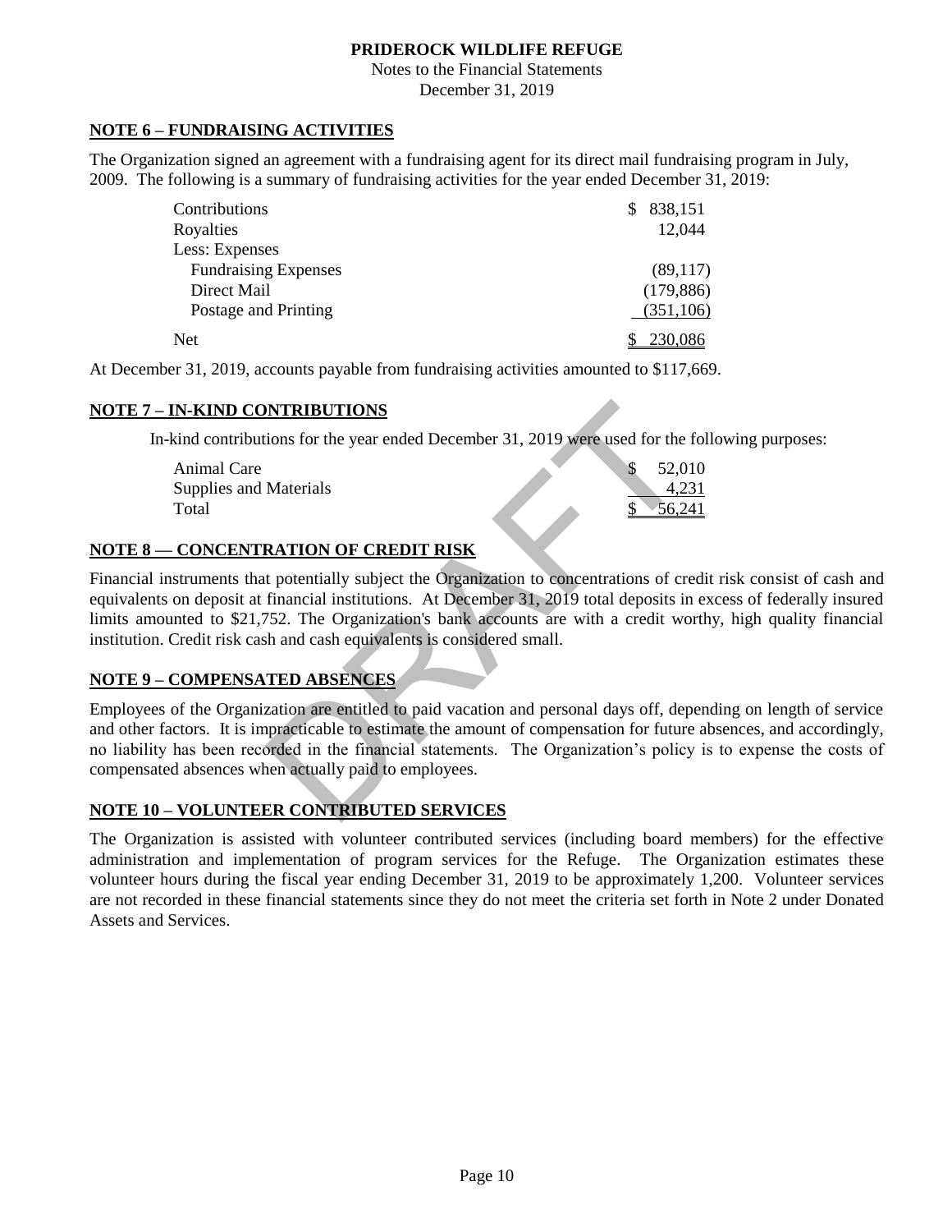**PRIDEROCK WILDLIFE REFUGE**
Notes to the Financial Statements
December 31, 2019

## NOTE 6 – FUNDRAISING ACTIVITIES

The Organization signed an agreement with a fundraising agent for its direct mail fundraising program in July, 2009. The following is a summary of fundraising activities for the year ended December 31, 2019:

| | |
|---|---|
| Contributions | $ 838,151 |
| Royalties | 12,044 |
| Less: Expenses | |
| Fundraising Expenses | (89,117) |
| Direct Mail | (179,886) |
| Postage and Printing | (351,106) |
| Net | $ 230,086 |

At December 31, 2019, accounts payable from fundraising activities amounted to $117,669.

## NOTE 7 – IN-KIND CONTRIBUTIONS

In-kind contributions for the year ended December 31, 2019 were used for the following purposes:

| | |
|---|---|
| Animal Care | $ 52,010 |
| Supplies and Materials | 4,231 |
| Total | $ 56,241 |

## NOTE 8 — CONCENTRATION OF CREDIT RISK

Financial instruments that potentially subject the Organization to concentrations of credit risk consist of cash and equivalents on deposit at financial institutions. At December 31, 2019 total deposits in excess of federally insured limits amounted to $21,752. The Organization's bank accounts are with a credit worthy, high quality financial institution. Credit risk cash and cash equivalents is considered small.

## NOTE 9 – COMPENSATED ABSENCES

Employees of the Organization are entitled to paid vacation and personal days off, depending on length of service and other factors. It is impracticable to estimate the amount of compensation for future absences, and accordingly, no liability has been recorded in the financial statements. The Organization's policy is to expense the costs of compensated absences when actually paid to employees.

## NOTE 10 – VOLUNTEER CONTRIBUTED SERVICES

The Organization is assisted with volunteer contributed services (including board members) for the effective administration and implementation of program services for the Refuge. The Organization estimates these volunteer hours during the fiscal year ending December 31, 2019 to be approximately 1,200. Volunteer services are not recorded in these financial statements since they do not meet the criteria set forth in Note 2 under Donated Assets and Services.